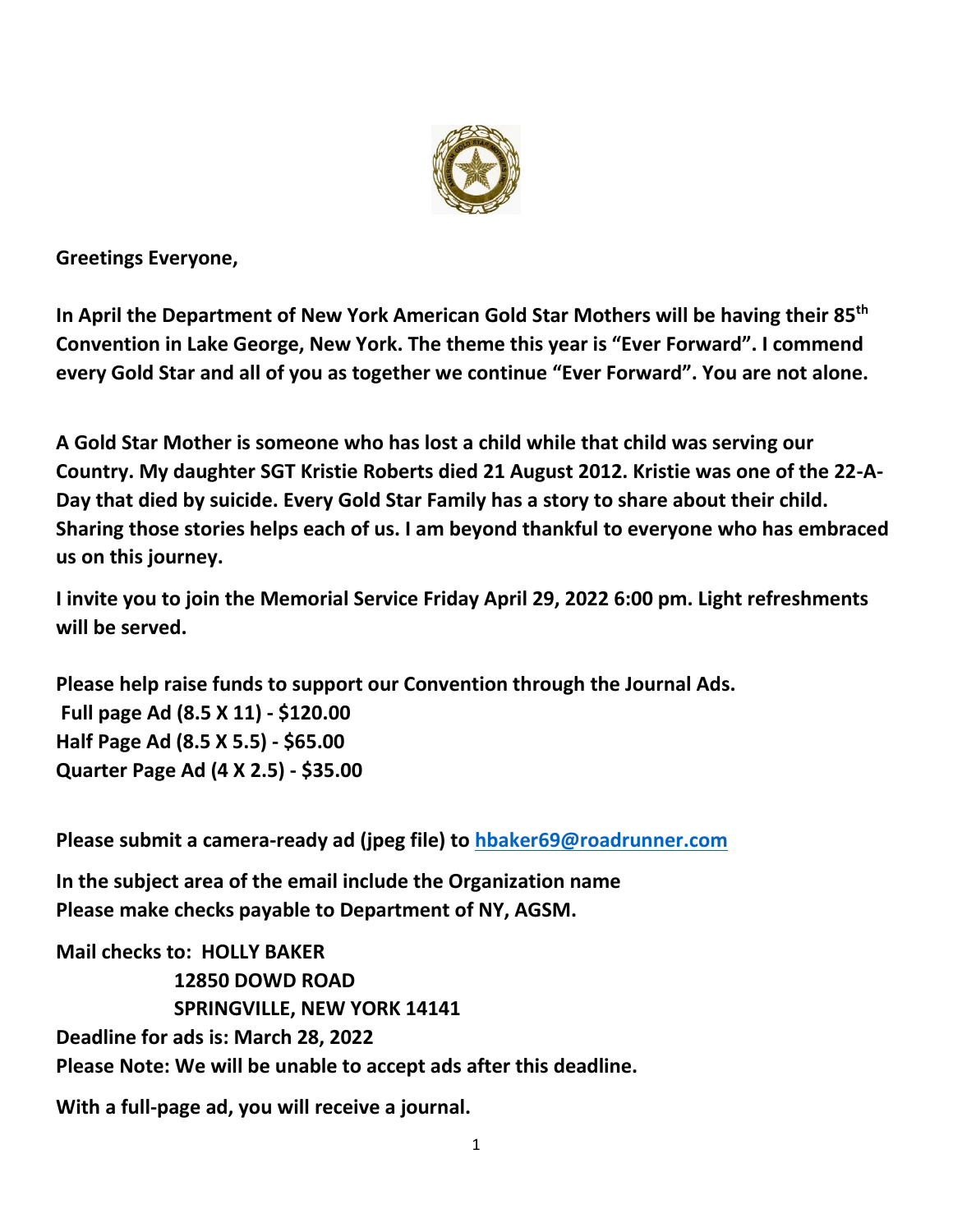**Greetings Everyone,**

**In April the Department of New York American Gold Star Mothers will be having their 85th Convention in Lake George, New York. The theme this year is "Ever Forward". I commend every Gold Star and all of you as together we continue "Ever Forward". You are not alone.**

**A Gold Star Mother is someone who has lost a child while that child was serving our Country. My daughter SGT Kristie Roberts died 21 August 2012. Kristie was one of the 22-A-Day that died by suicide. Every Gold Star Family has a story to share about their child. Sharing those stories helps each of us. I am beyond thankful to everyone who has embraced us on this journey.**

**I invite you to join the Memorial Service Friday April 29, 2022 6:00 pm. Light refreshments will be served.**

**Please help raise funds to support our Convention through the Journal Ads.**
**Full page Ad (8.5 X 11) - $120.00**
**Half Page Ad (8.5 X 5.5) - $65.00**
**Quarter Page Ad (4 X 2.5) - $35.00**

**Please submit a camera-ready ad (jpeg file) to [hbaker69@roadrunner.com](mailto:hbaker69@roadrunner.com)**

**In the subject area of the email include the Organization name**
**Please make checks payable to Department of NY, AGSM.**

**Mail checks to: HOLLY BAKER**
**12850 DOWD ROAD**
**SPRINGVILLE, NEW YORK 14141**
**Deadline for ads is: March 28, 2022**
**Please Note: We will be unable to accept ads after this deadline.**

**With a full-page ad, you will receive a journal.**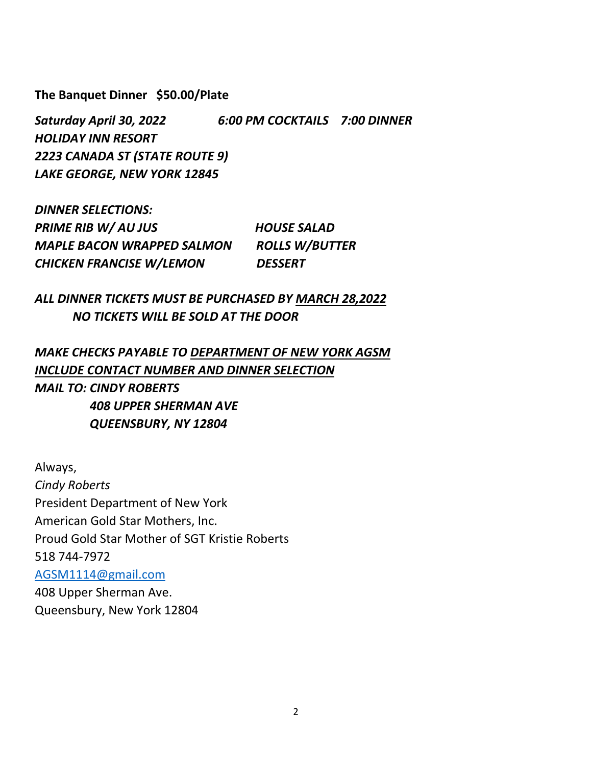**The Banquet Dinner $50.00/Plate**

***Saturday April 30, 2022 6:00 PM COCKTAILS 7:00 DINNER***
***HOLIDAY INN RESORT***
***2223 CANADA ST (STATE ROUTE 9)***
***LAKE GEORGE, NEW YORK 12845***

***DINNER SELECTIONS:***

| | |
|---|---|
| ***PRIME RIB W/ AU JUS*** | ***HOUSE SALAD*** |
| ***MAPLE BACON WRAPPED SALMON*** | ***ROLLS W/BUTTER*** |
| ***CHICKEN FRANCISE W/LEMON*** | ***DESSERT*** |

***ALL DINNER TICKETS MUST BE PURCHASED BY <u>MARCH 28,2022</u>***
***NO TICKETS WILL BE SOLD AT THE DOOR***

***MAKE CHECKS PAYABLE TO <u>DEPARTMENT OF NEW YORK AGSM</u>***
***<u>INCLUDE CONTACT NUMBER AND DINNER SELECTION</u>***
***MAIL TO: CINDY ROBERTS***
***408 UPPER SHERMAN AVE***
***QUEENSBURY, NY 12804***

Always,
*Cindy Roberts*
President Department of New York
American Gold Star Mothers, Inc.
Proud Gold Star Mother of SGT Kristie Roberts
518 744-7972
AGSM1114@gmail.com
408 Upper Sherman Ave.
Queensbury, New York 12804